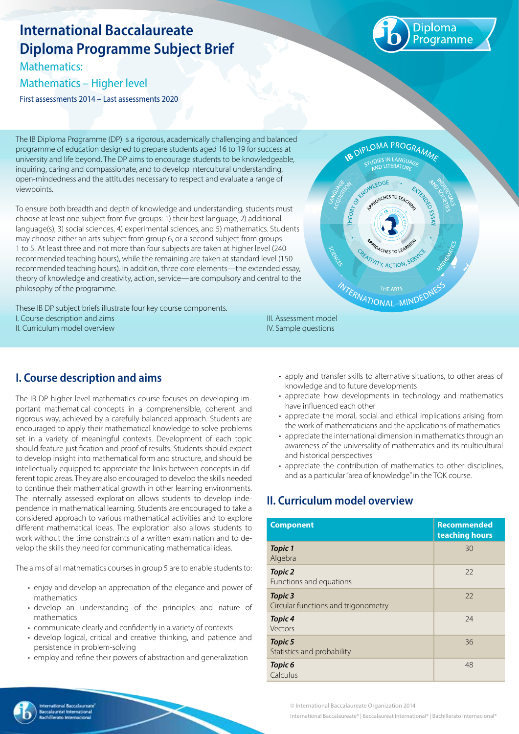# International Baccalaureate Diploma Programme Subject Brief

## Mathematics:

## Mathematics – Higher level

First assessments 2014 – Last assessments 2020

The IB Diploma Programme (DP) is a rigorous, academically challenging and balanced programme of education designed to prepare students aged 16 to 19 for success at university and life beyond. The DP aims to encourage students to be knowledgeable, inquiring, caring and compassionate, and to develop intercultural understanding, open-mindedness and the attitudes necessary to respect and evaluate a range of viewpoints.

To ensure both breadth and depth of knowledge and understanding, students must choose at least one subject from five groups: 1) their best language, 2) additional language(s), 3) social sciences, 4) experimental sciences, and 5) mathematics. Students may choose either an arts subject from group 6, or a second subject from groups 1 to 5. At least three and not more than four subjects are taken at higher level (240 recommended teaching hours), while the remaining are taken at standard level (150 recommended teaching hours). In addition, three core elements—the extended essay, theory of knowledge and creativity, action, service—are compulsory and central to the philosophy of the programme.

These IB DP subject briefs illustrate four key course components.

I. Course description and aims
II. Curriculum model overview
III. Assessment model
IV. Sample questions

## I. Course description and aims

The IB DP higher level mathematics course focuses on developing important mathematical concepts in a comprehensible, coherent and rigorous way, achieved by a carefully balanced approach. Students are encouraged to apply their mathematical knowledge to solve problems set in a variety of meaningful contexts. Development of each topic should feature justification and proof of results. Students should expect to develop insight into mathematical form and structure, and should be intellectually equipped to appreciate the links between concepts in different topic areas. They are also encouraged to develop the skills needed to continue their mathematical growth in other learning environments. The internally assessed exploration allows students to develop independence in mathematical learning. Students are encouraged to take a considered approach to various mathematical activities and to explore different mathematical ideas. The exploration also allows students to work without the time constraints of a written examination and to develop the skills they need for communicating mathematical ideas.

The aims of all mathematics courses in group 5 are to enable students to:

- enjoy and develop an appreciation of the elegance and power of mathematics
- develop an understanding of the principles and nature of mathematics
- communicate clearly and confidently in a variety of contexts
- develop logical, critical and creative thinking, and patience and persistence in problem-solving
- employ and refine their powers of abstraction and generalization
- apply and transfer skills to alternative situations, to other areas of knowledge and to future developments
- appreciate how developments in technology and mathematics have influenced each other
- appreciate the moral, social and ethical implications arising from the work of mathematicians and the applications of mathematics
- appreciate the international dimension in mathematics through an awareness of the universality of mathematics and its multicultural and historical perspectives
- appreciate the contribution of mathematics to other disciplines, and as a particular "area of knowledge" in the TOK course.

## II. Curriculum model overview

| Component | Recommended teaching hours |
|---|---|
| ***Topic 1***<br>Algebra | 30 |
| ***Topic 2***<br>Functions and equations | 22 |
| ***Topic 3***<br>Circular functions and trigonometry | 22 |
| ***Topic 4***<br>Vectors | 24 |
| ***Topic 5***<br>Statistics and probability | 36 |
| ***Topic 6***<br>Calculus | 48 |

© International Baccalaureate Organization 2014
International Baccalaureate® | Baccalauréat International® | Bachillerato Internacional®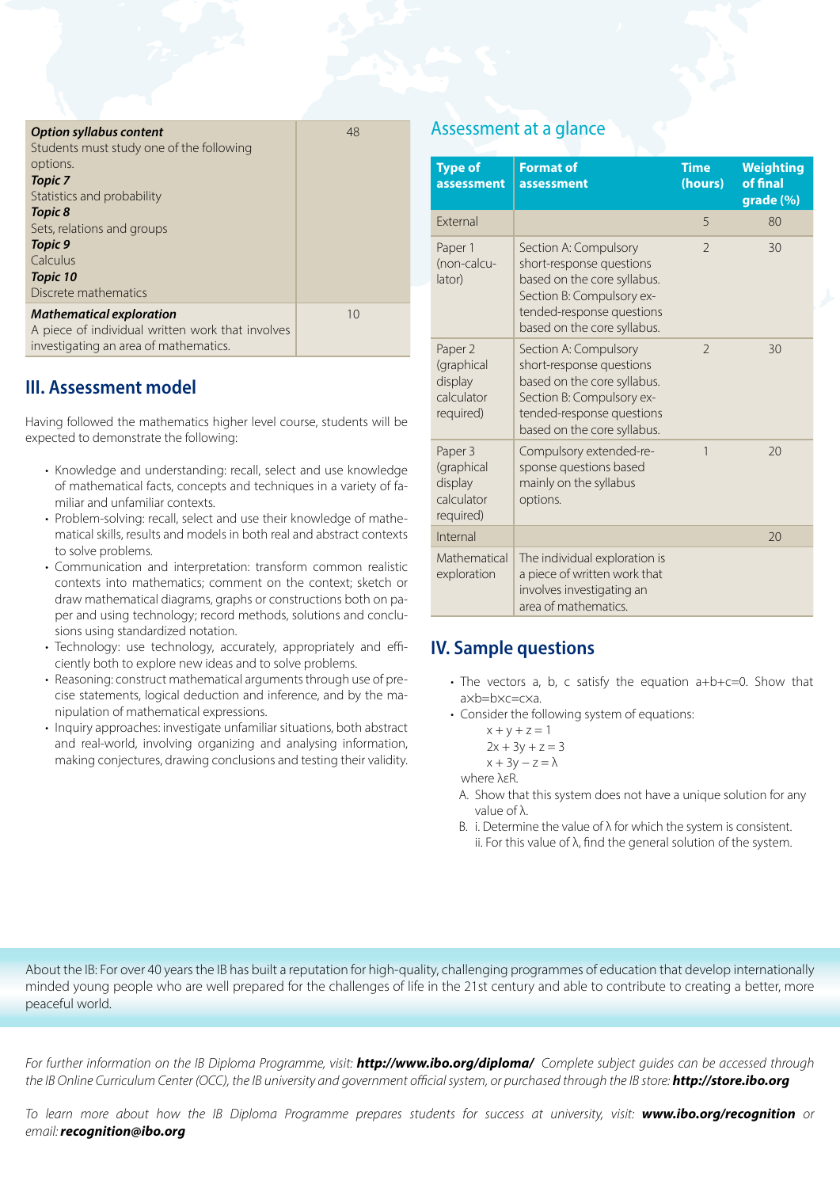| | |
|---|---|
| ***Option syllabus content*** Students must study one of the following options. ***Topic 7*** Statistics and probability ***Topic 8*** Sets, relations and groups ***Topic 9*** Calculus ***Topic 10*** Discrete mathematics | 48 |
| ***Mathematical exploration*** A piece of individual written work that involves investigating an area of mathematics. | 10 |

## III. Assessment model

Having followed the mathematics higher level course, students will be expected to demonstrate the following:

- Knowledge and understanding: recall, select and use knowledge of mathematical facts, concepts and techniques in a variety of familiar and unfamiliar contexts.
- Problem-solving: recall, select and use their knowledge of mathematical skills, results and models in both real and abstract contexts to solve problems.
- Communication and interpretation: transform common realistic contexts into mathematics; comment on the context; sketch or draw mathematical diagrams, graphs or constructions both on paper and using technology; record methods, solutions and conclusions using standardized notation.
- Technology: use technology, accurately, appropriately and efficiently both to explore new ideas and to solve problems.
- Reasoning: construct mathematical arguments through use of precise statements, logical deduction and inference, and by the manipulation of mathematical expressions.
- Inquiry approaches: investigate unfamiliar situations, both abstract and real-world, involving organizing and analysing information, making conjectures, drawing conclusions and testing their validity.

## Assessment at a glance

| Type of assessment | Format of assessment | Time (hours) | Weighting of final grade (%) |
|---|---|---|---|
| External | | 5 | 80 |
| Paper 1 (non-calculator) | Section A: Compulsory short-response questions based on the core syllabus. Section B: Compulsory extended-response questions based on the core syllabus. | 2 | 30 |
| Paper 2 (graphical display calculator required) | Section A: Compulsory short-response questions based on the core syllabus. Section B: Compulsory extended-response questions based on the core syllabus. | 2 | 30 |
| Paper 3 (graphical display calculator required) | Compulsory extended-response questions based mainly on the syllabus options. | 1 | 20 |
| Internal | | | 20 |
| Mathematical exploration | The individual exploration is a piece of written work that involves investigating an area of mathematics. | | |

## IV. Sample questions

- The vectors a, b, c satisfy the equation $a+b+c=0$. Show that $a\times b=b\times c=c\times a$.
- Consider the following system of equations:

$$x + y + z = 1$$
$$2x + 3y + z = 3$$
$$x + 3y - z = \lambda$$

where $\lambda \in \mathbb{R}$.

A. Show that this system does not have a unique solution for any value of $\lambda$.

B. i. Determine the value of $\lambda$ for which the system is consistent.
 ii. For this value of $\lambda$, find the general solution of the system.

About the IB: For over 40 years the IB has built a reputation for high-quality, challenging programmes of education that develop internationally minded young people who are well prepared for the challenges of life in the 21st century and able to contribute to creating a better, more peaceful world.

*For further information on the IB Diploma Programme, visit:* ***http://www.ibo.org/diploma/*** *Complete subject guides can be accessed through the IB Online Curriculum Center (OCC), the IB university and government official system, or purchased through the IB store:* ***http://store.ibo.org***

*To learn more about how the IB Diploma Programme prepares students for success at university, visit:* ***www.ibo.org/recognition*** *or email:* ***recognition@ibo.org***